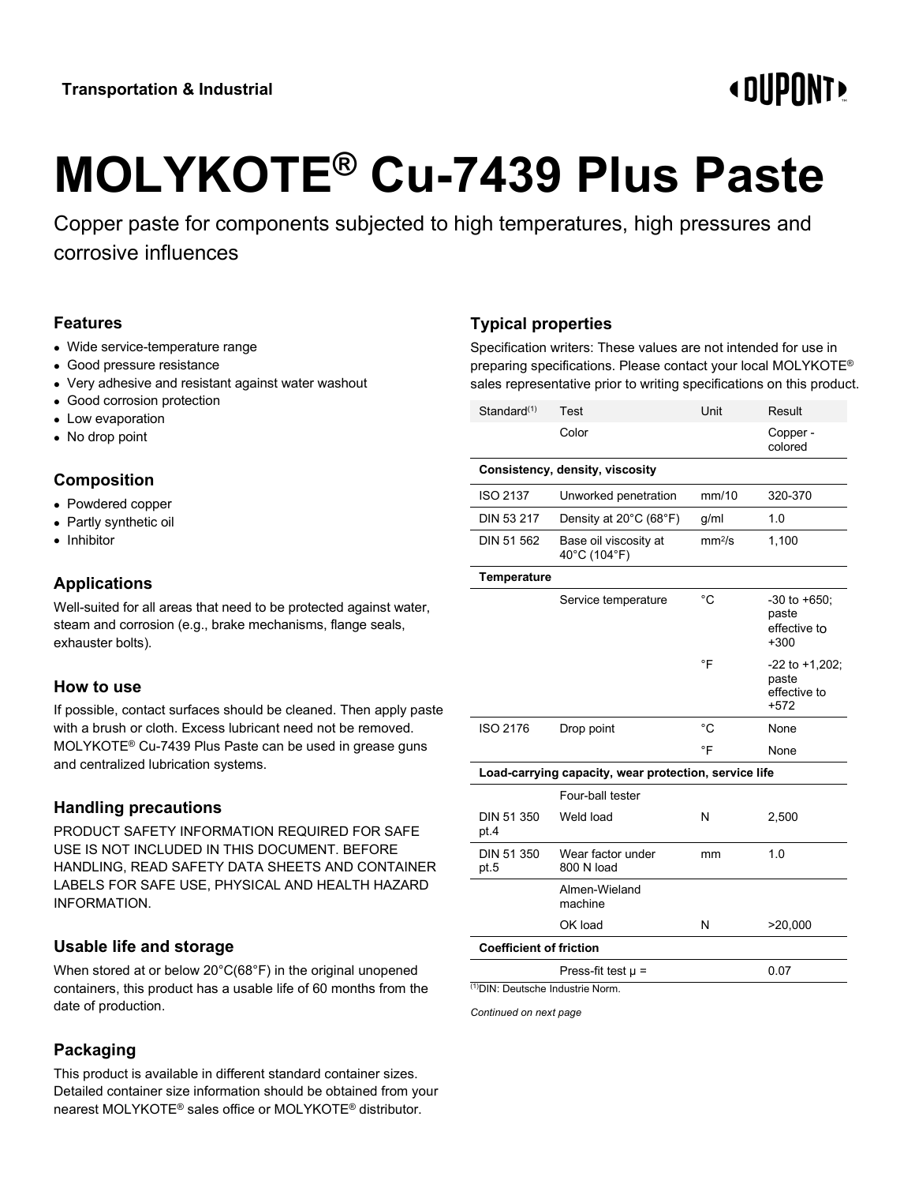Transportation & Industrial

# MOLYKOTE® Cu-7439 Plus Paste

Copper paste for components subjected to high temperatures, high pressures and corrosive influences

## Features

- Wide service-temperature range
- Good pressure resistance
- Very adhesive and resistant against water washout
- Good corrosion protection
- Low evaporation
- No drop point

## Composition

- Powdered copper
- Partly synthetic oil
- Inhibitor

## Applications

Well-suited for all areas that need to be protected against water, steam and corrosion (e.g., brake mechanisms, flange seals, exhauster bolts).

## How to use

If possible, contact surfaces should be cleaned. Then apply paste with a brush or cloth. Excess lubricant need not be removed. MOLYKOTE® Cu-7439 Plus Paste can be used in grease guns and centralized lubrication systems.

## Handling precautions

PRODUCT SAFETY INFORMATION REQUIRED FOR SAFE USE IS NOT INCLUDED IN THIS DOCUMENT. BEFORE HANDLING, READ SAFETY DATA SHEETS AND CONTAINER LABELS FOR SAFE USE, PHYSICAL AND HEALTH HAZARD INFORMATION.

## Usable life and storage

When stored at or below 20°C(68°F) in the original unopened containers, this product has a usable life of 60 months from the date of production.

## Packaging

This product is available in different standard container sizes. Detailed container size information should be obtained from your nearest MOLYKOTE® sales office or MOLYKOTE® distributor.

## Typical properties

Specification writers: These values are not intended for use in preparing specifications. Please contact your local MOLYKOTE® sales representative prior to writing specifications on this product.

| Standard[1] | Test | Unit | Result |
|---|---|---|---|
| | Color | | Copper - colored |
| **Consistency, density, viscosity** | | | |
| ISO 2137 | Unworked penetration | mm/10 | 320-370 |
| DIN 53 217 | Density at 20°C (68°F) | g/ml | 1.0 |
| DIN 51 562 | Base oil viscosity at 40°C (104°F) | $mm^2/s$ | 1,100 |
| **Temperature** | | | |
| | Service temperature | °C | -30 to +650; paste effective to +300 |
| | | °F | -22 to +1,202; paste effective to +572 |
| ISO 2176 | Drop point | °C | None |
| | | °F | None |
| **Load-carrying capacity, wear protection, service life** | | | |
| | Four-ball tester | | |
| DIN 51 350 pt.4 | Weld load | N | 2,500 |
| DIN 51 350 pt.5 | Wear factor under 800 N load | mm | 1.0 |
| | Almen-Wieland machine | | |
| | OK load | N | >20,000 |
| **Coefficient of friction** | | | |
| | Press-fit test μ = | | 0.07 |

[1]DIN: Deutsche Industrie Norm.

*Continued on next page*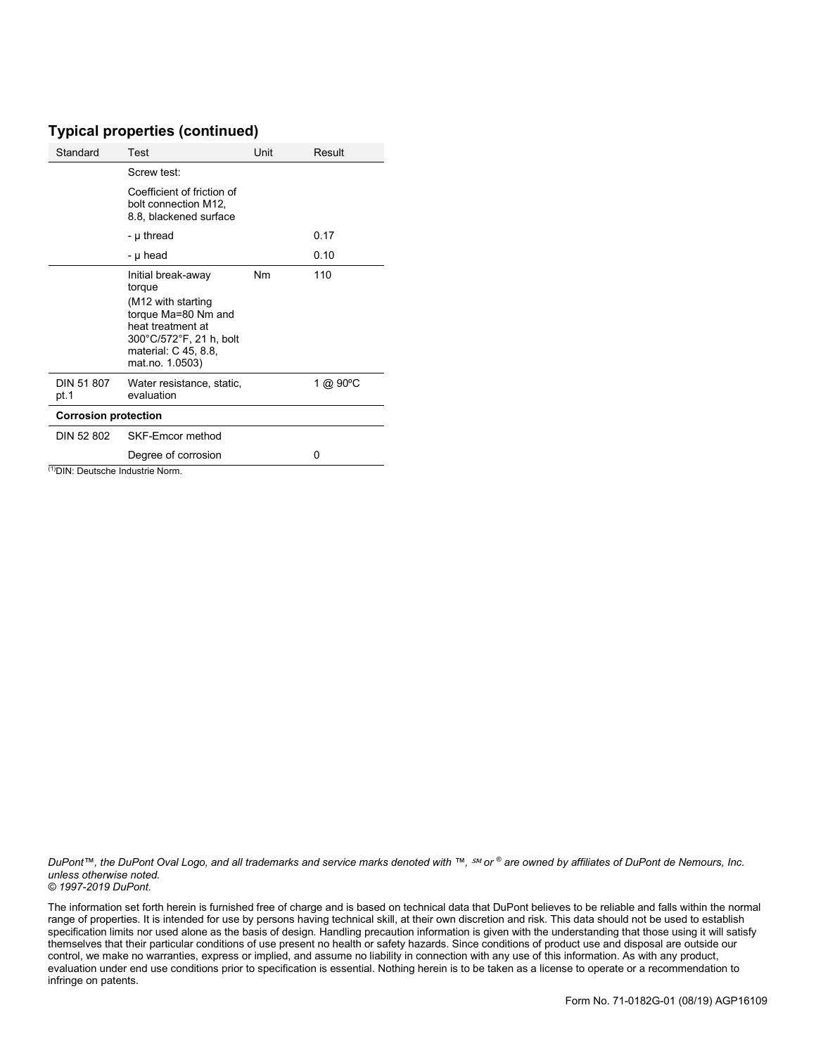## Typical properties (continued)

| Standard | Test | Unit | Result |
|---|---|---|---|
| | Screw test: | | |
| | Coefficient of friction of bolt connection M12, 8.8, blackened surface | | |
| | - μ thread | | 0.17 |
| | - μ head | | 0.10 |
| | Initial break-away torque (M12 with starting torque Ma=80 Nm and heat treatment at 300°C/572°F, 21 h, bolt material: C 45, 8.8, mat.no. 1.0503) | Nm | 110 |
| DIN 51 807 pt.1 | Water resistance, static, evaluation | | 1 @ 90ºC |
| **Corrosion protection** | | | |
| DIN 52 802 | SKF-Emcor method | | |
| | Degree of corrosion | | 0 |

[1]DIN: Deutsche Industrie Norm.

*DuPont™, the DuPont Oval Logo, and all trademarks and service marks denoted with ™, SM or ® are owned by affiliates of DuPont de Nemours, Inc. unless otherwise noted.*
*© 1997-2019 DuPont.*

The information set forth herein is furnished free of charge and is based on technical data that DuPont believes to be reliable and falls within the normal range of properties. It is intended for use by persons having technical skill, at their own discretion and risk. This data should not be used to establish specification limits nor used alone as the basis of design. Handling precaution information is given with the understanding that those using it will satisfy themselves that their particular conditions of use present no health or safety hazards. Since conditions of product use and disposal are outside our control, we make no warranties, express or implied, and assume no liability in connection with any use of this information. As with any product, evaluation under end use conditions prior to specification is essential. Nothing herein is to be taken as a license to operate or a recommendation to infringe on patents.

Form No. 71-0182G-01 (08/19) AGP16109